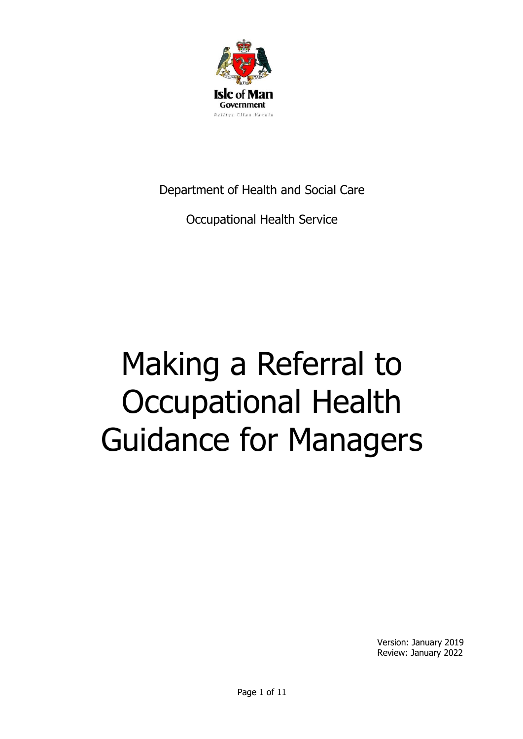Isle of Man Government

Reiltys Ellan Vannin

Department of Health and Social Care

Occupational Health Service

# Making a Referral to Occupational Health Guidance for Managers

Version: January 2019
Review: January 2022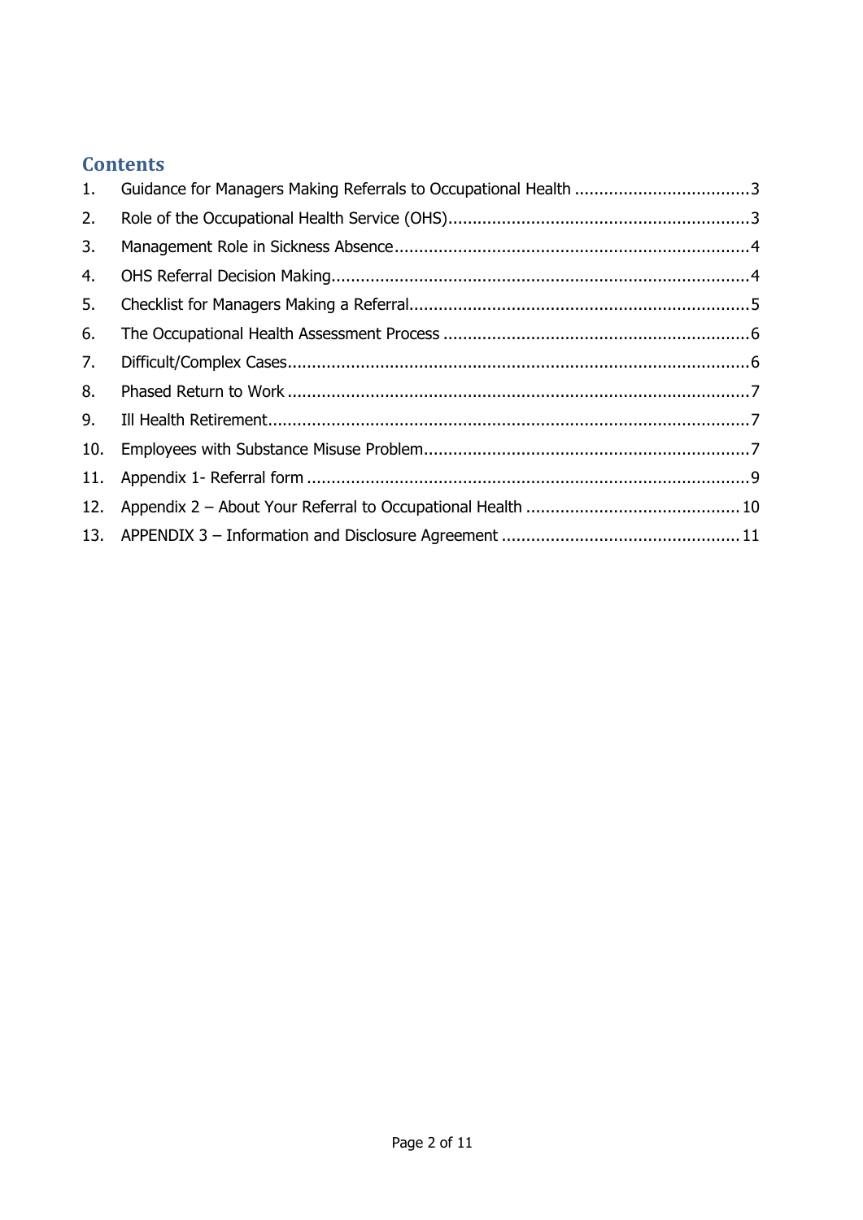## Contents

1. Guidance for Managers Making Referrals to Occupational Health ....................................3
2. Role of the Occupational Health Service (OHS)..............................................................3
3. Management Role in Sickness Absence.........................................................................4
4. OHS Referral Decision Making......................................................................................4
5. Checklist for Managers Making a Referral......................................................................5
6. The Occupational Health Assessment Process ...............................................................6
7. Difficult/Complex Cases...............................................................................................6
8. Phased Return to Work ...............................................................................................7
9. Ill Health Retirement...................................................................................................7
10. Employees with Substance Misuse Problem...................................................................7
11. Appendix 1- Referral form ...........................................................................................9
12. Appendix 2 – About Your Referral to Occupational Health ............................................10
13. APPENDIX 3 – Information and Disclosure Agreement .................................................11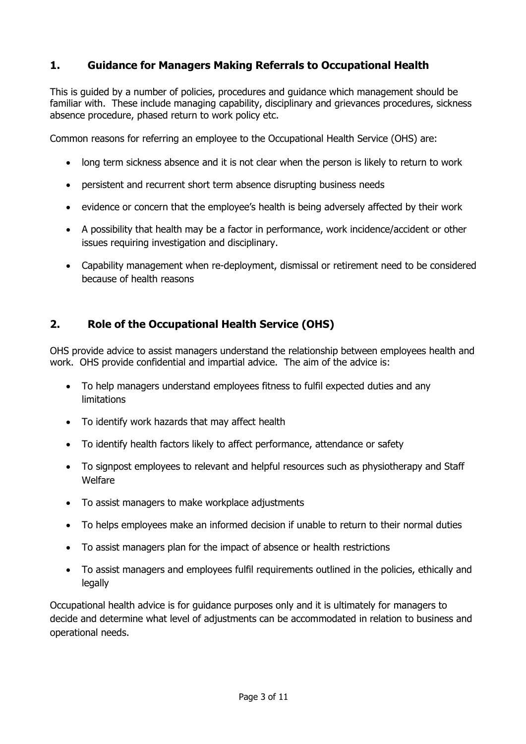## 1. Guidance for Managers Making Referrals to Occupational Health

This is guided by a number of policies, procedures and guidance which management should be familiar with. These include managing capability, disciplinary and grievances procedures, sickness absence procedure, phased return to work policy etc.

Common reasons for referring an employee to the Occupational Health Service (OHS) are:

- long term sickness absence and it is not clear when the person is likely to return to work
- persistent and recurrent short term absence disrupting business needs
- evidence or concern that the employee's health is being adversely affected by their work
- A possibility that health may be a factor in performance, work incidence/accident or other issues requiring investigation and disciplinary.
- Capability management when re-deployment, dismissal or retirement need to be considered because of health reasons

## 2. Role of the Occupational Health Service (OHS)

OHS provide advice to assist managers understand the relationship between employees health and work. OHS provide confidential and impartial advice. The aim of the advice is:

- To help managers understand employees fitness to fulfil expected duties and any limitations
- To identify work hazards that may affect health
- To identify health factors likely to affect performance, attendance or safety
- To signpost employees to relevant and helpful resources such as physiotherapy and Staff Welfare
- To assist managers to make workplace adjustments
- To helps employees make an informed decision if unable to return to their normal duties
- To assist managers plan for the impact of absence or health restrictions
- To assist managers and employees fulfil requirements outlined in the policies, ethically and legally

Occupational health advice is for guidance purposes only and it is ultimately for managers to decide and determine what level of adjustments can be accommodated in relation to business and operational needs.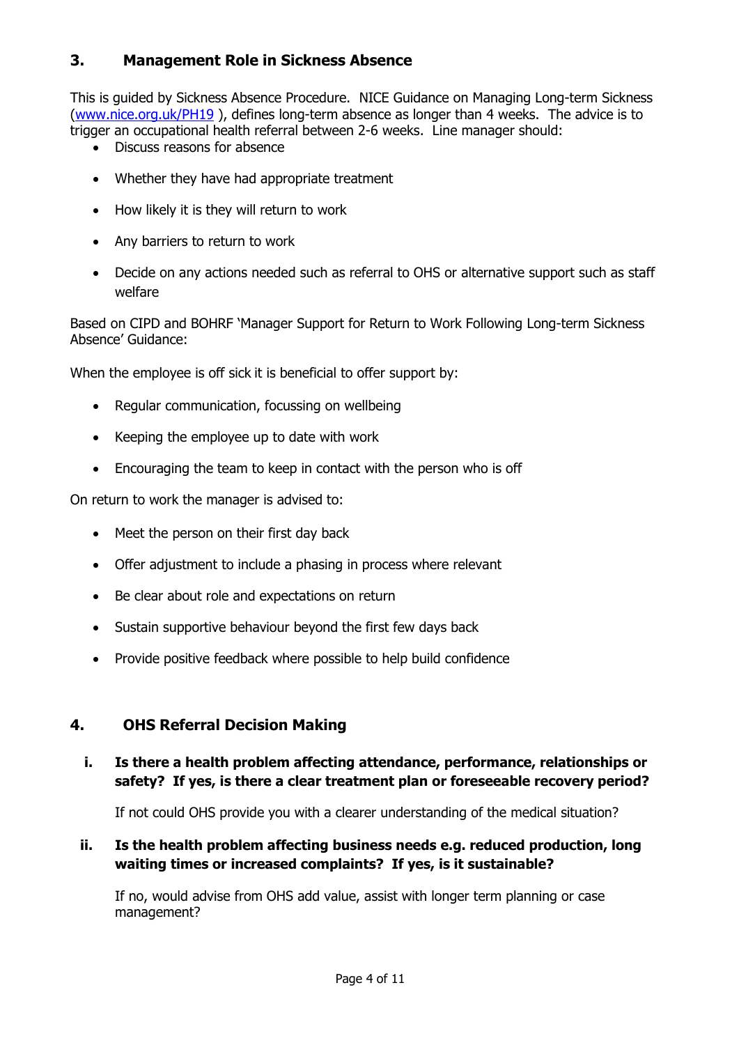## 3. Management Role in Sickness Absence

This is guided by Sickness Absence Procedure. NICE Guidance on Managing Long-term Sickness (www.nice.org.uk/PH19 ), defines long-term absence as longer than 4 weeks. The advice is to trigger an occupational health referral between 2-6 weeks. Line manager should:

- Discuss reasons for absence
- Whether they have had appropriate treatment
- How likely it is they will return to work
- Any barriers to return to work
- Decide on any actions needed such as referral to OHS or alternative support such as staff welfare

Based on CIPD and BOHRF 'Manager Support for Return to Work Following Long-term Sickness Absence' Guidance:

When the employee is off sick it is beneficial to offer support by:

- Regular communication, focussing on wellbeing
- Keeping the employee up to date with work
- Encouraging the team to keep in contact with the person who is off

On return to work the manager is advised to:

- Meet the person on their first day back
- Offer adjustment to include a phasing in process where relevant
- Be clear about role and expectations on return
- Sustain supportive behaviour beyond the first few days back
- Provide positive feedback where possible to help build confidence

## 4. OHS Referral Decision Making

**i. Is there a health problem affecting attendance, performance, relationships or safety? If yes, is there a clear treatment plan or foreseeable recovery period?**

If not could OHS provide you with a clearer understanding of the medical situation?

**ii. Is the health problem affecting business needs e.g. reduced production, long waiting times or increased complaints? If yes, is it sustainable?**

If no, would advise from OHS add value, assist with longer term planning or case management?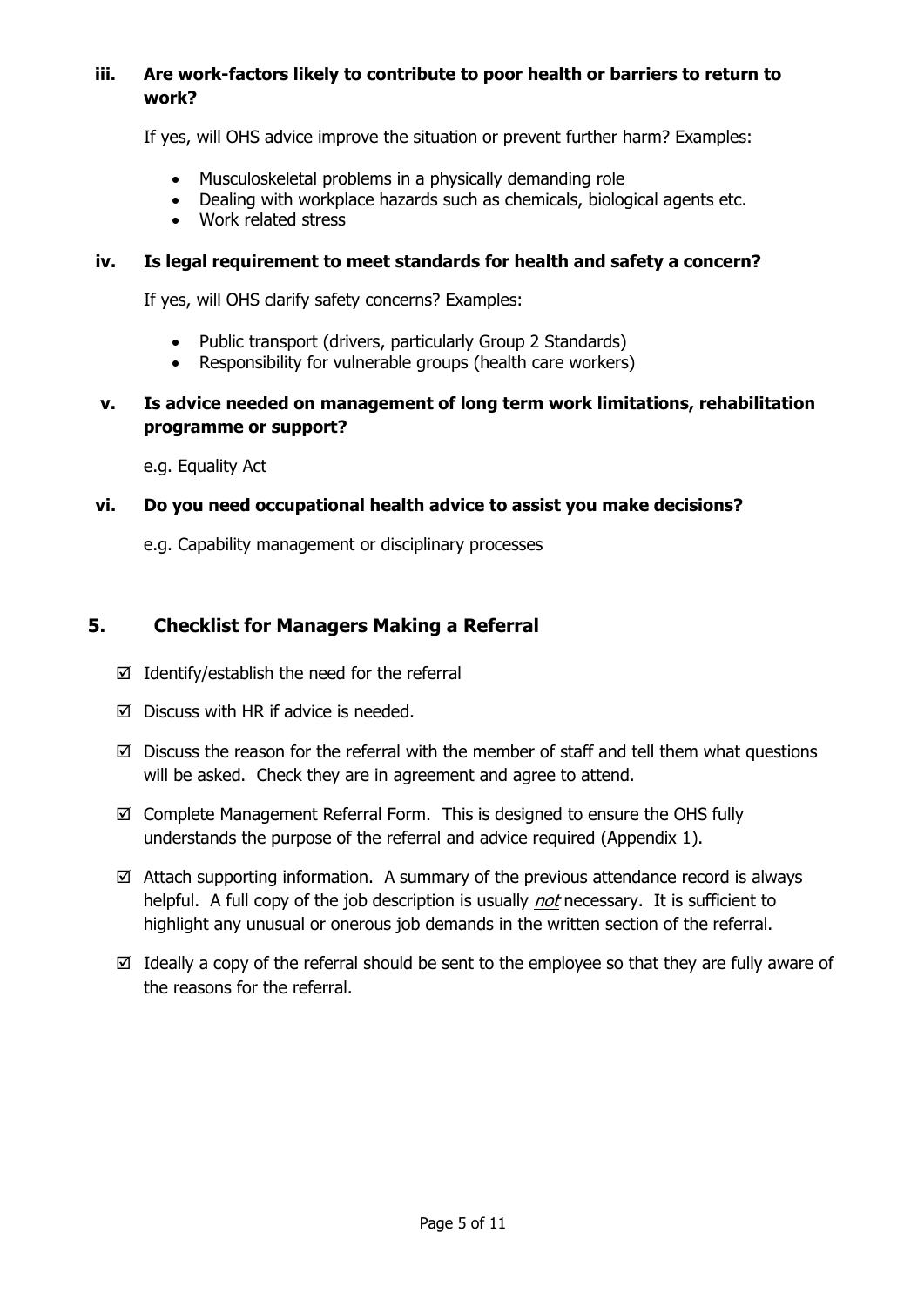**iii. Are work-factors likely to contribute to poor health or barriers to return to work?**

If yes, will OHS advice improve the situation or prevent further harm? Examples:

- Musculoskeletal problems in a physically demanding role
- Dealing with workplace hazards such as chemicals, biological agents etc.
- Work related stress

**iv. Is legal requirement to meet standards for health and safety a concern?**

If yes, will OHS clarify safety concerns? Examples:

- Public transport (drivers, particularly Group 2 Standards)
- Responsibility for vulnerable groups (health care workers)

**v. Is advice needed on management of long term work limitations, rehabilitation programme or support?**

e.g. Equality Act

**vi. Do you need occupational health advice to assist you make decisions?**

e.g. Capability management or disciplinary processes

## 5. Checklist for Managers Making a Referral

- ☑ Identify/establish the need for the referral
- ☑ Discuss with HR if advice is needed.
- ☑ Discuss the reason for the referral with the member of staff and tell them what questions will be asked. Check they are in agreement and agree to attend.
- ☑ Complete Management Referral Form. This is designed to ensure the OHS fully understands the purpose of the referral and advice required (Appendix 1).
- ☑ Attach supporting information. A summary of the previous attendance record is always helpful. A full copy of the job description is usually *not* necessary. It is sufficient to highlight any unusual or onerous job demands in the written section of the referral.
- ☑ Ideally a copy of the referral should be sent to the employee so that they are fully aware of the reasons for the referral.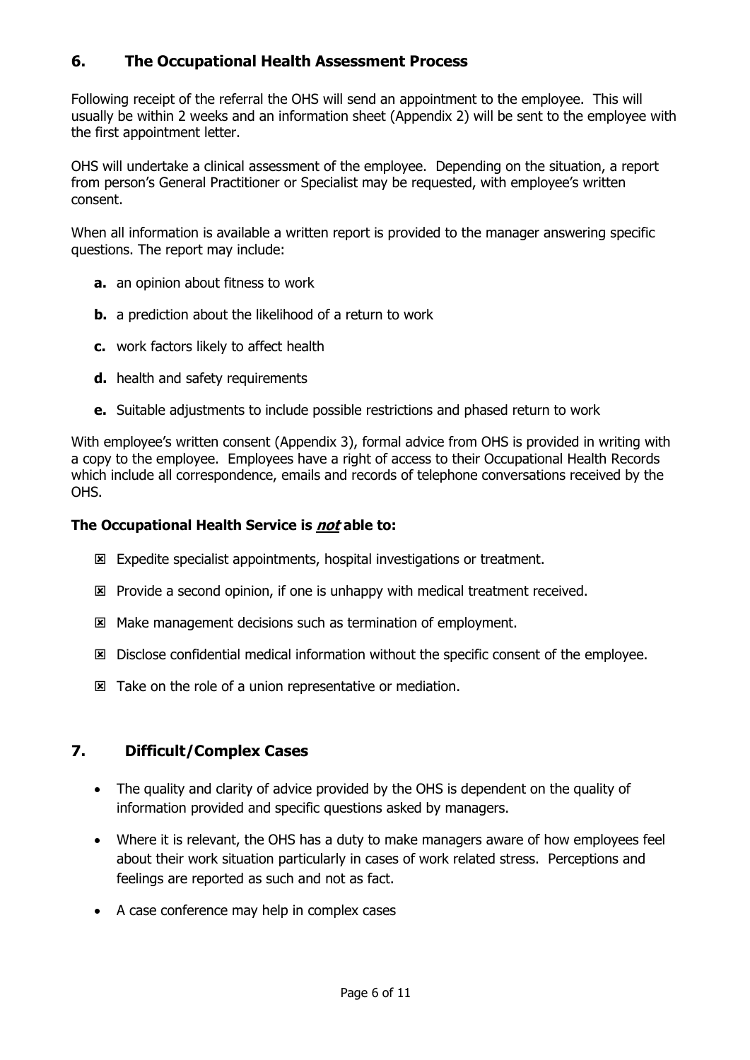## 6. The Occupational Health Assessment Process

Following receipt of the referral the OHS will send an appointment to the employee. This will usually be within 2 weeks and an information sheet (Appendix 2) will be sent to the employee with the first appointment letter.

OHS will undertake a clinical assessment of the employee. Depending on the situation, a report from person's General Practitioner or Specialist may be requested, with employee's written consent.

When all information is available a written report is provided to the manager answering specific questions. The report may include:

- **a.** an opinion about fitness to work
- **b.** a prediction about the likelihood of a return to work
- **c.** work factors likely to affect health
- **d.** health and safety requirements
- **e.** Suitable adjustments to include possible restrictions and phased return to work

With employee's written consent (Appendix 3), formal advice from OHS is provided in writing with a copy to the employee. Employees have a right of access to their Occupational Health Records which include all correspondence, emails and records of telephone conversations received by the OHS.

**The Occupational Health Service is *not* able to:**

- ☒ Expedite specialist appointments, hospital investigations or treatment.
- ☒ Provide a second opinion, if one is unhappy with medical treatment received.
- ☒ Make management decisions such as termination of employment.
- ☒ Disclose confidential medical information without the specific consent of the employee.
- ☒ Take on the role of a union representative or mediation.

## 7. Difficult/Complex Cases

- The quality and clarity of advice provided by the OHS is dependent on the quality of information provided and specific questions asked by managers.
- Where it is relevant, the OHS has a duty to make managers aware of how employees feel about their work situation particularly in cases of work related stress. Perceptions and feelings are reported as such and not as fact.
- A case conference may help in complex cases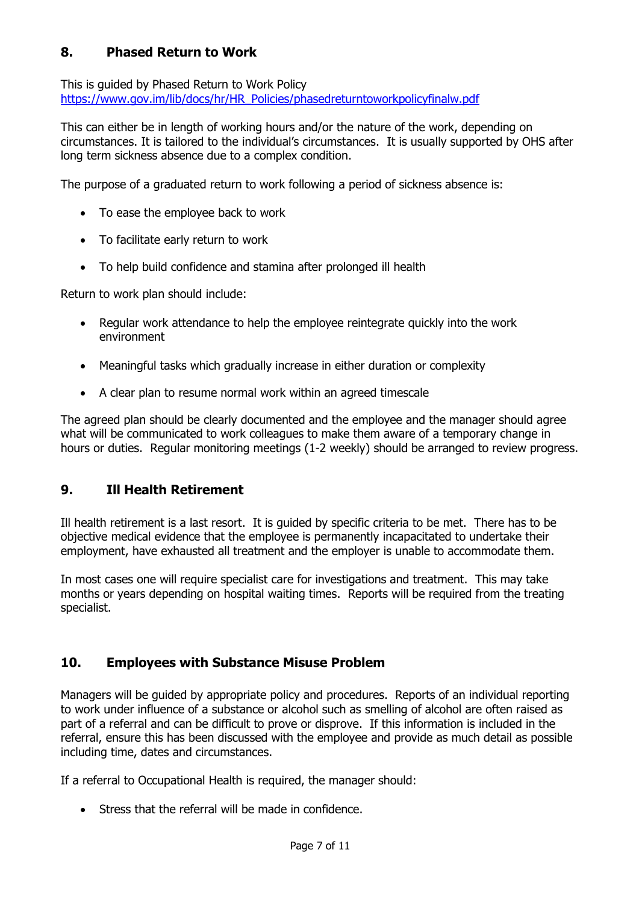## 8. Phased Return to Work

This is guided by Phased Return to Work Policy
https://www.gov.im/lib/docs/hr/HR_Policies/phasedreturntoworkpolicyfinalw.pdf

This can either be in length of working hours and/or the nature of the work, depending on circumstances. It is tailored to the individual's circumstances. It is usually supported by OHS after long term sickness absence due to a complex condition.

The purpose of a graduated return to work following a period of sickness absence is:

- To ease the employee back to work
- To facilitate early return to work
- To help build confidence and stamina after prolonged ill health

Return to work plan should include:

- Regular work attendance to help the employee reintegrate quickly into the work environment
- Meaningful tasks which gradually increase in either duration or complexity
- A clear plan to resume normal work within an agreed timescale

The agreed plan should be clearly documented and the employee and the manager should agree what will be communicated to work colleagues to make them aware of a temporary change in hours or duties. Regular monitoring meetings (1-2 weekly) should be arranged to review progress.

## 9. Ill Health Retirement

Ill health retirement is a last resort. It is guided by specific criteria to be met. There has to be objective medical evidence that the employee is permanently incapacitated to undertake their employment, have exhausted all treatment and the employer is unable to accommodate them.

In most cases one will require specialist care for investigations and treatment. This may take months or years depending on hospital waiting times. Reports will be required from the treating specialist.

## 10. Employees with Substance Misuse Problem

Managers will be guided by appropriate policy and procedures. Reports of an individual reporting to work under influence of a substance or alcohol such as smelling of alcohol are often raised as part of a referral and can be difficult to prove or disprove. If this information is included in the referral, ensure this has been discussed with the employee and provide as much detail as possible including time, dates and circumstances.

If a referral to Occupational Health is required, the manager should:

- Stress that the referral will be made in confidence.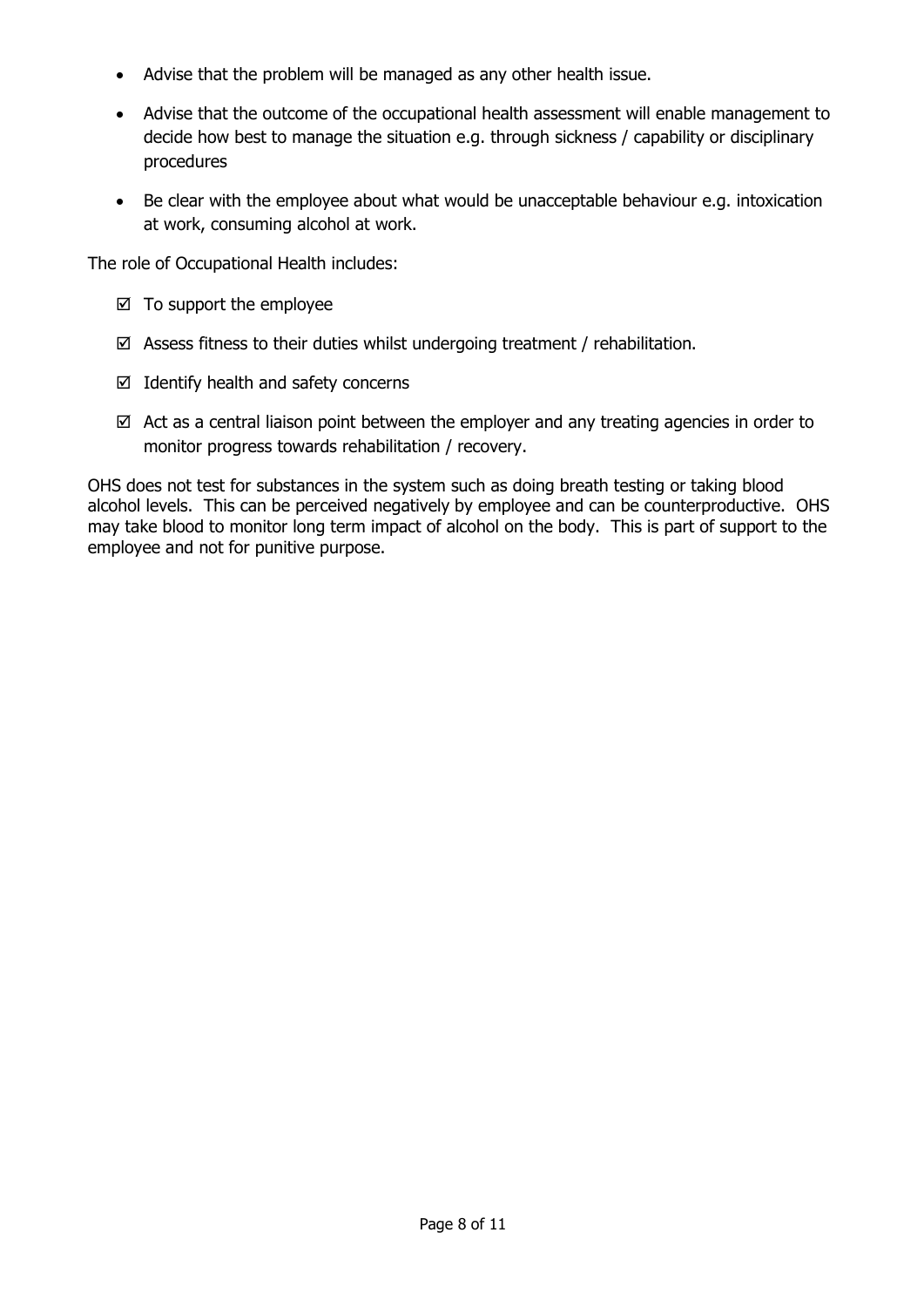- Advise that the problem will be managed as any other health issue.
- Advise that the outcome of the occupational health assessment will enable management to decide how best to manage the situation e.g. through sickness / capability or disciplinary procedures
- Be clear with the employee about what would be unacceptable behaviour e.g. intoxication at work, consuming alcohol at work.

The role of Occupational Health includes:

- ☑ To support the employee
- ☑ Assess fitness to their duties whilst undergoing treatment / rehabilitation.
- ☑ Identify health and safety concerns
- ☑ Act as a central liaison point between the employer and any treating agencies in order to monitor progress towards rehabilitation / recovery.

OHS does not test for substances in the system such as doing breath testing or taking blood alcohol levels. This can be perceived negatively by employee and can be counterproductive. OHS may take blood to monitor long term impact of alcohol on the body. This is part of support to the employee and not for punitive purpose.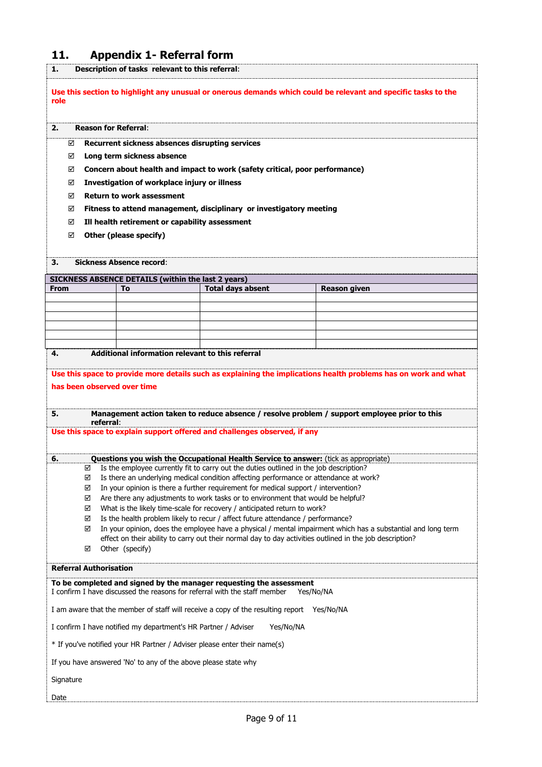## 11. Appendix 1- Referral form

**1. Description of tasks relevant to this referral**:

**Use this section to highlight any unusual or onerous demands which could be relevant and specific tasks to the role**

**2. Reason for Referral**:

- ☑ **Recurrent sickness absences disrupting services**
- ☑ **Long term sickness absence**
- ☑ **Concern about health and impact to work (safety critical, poor performance)**
- ☑ **Investigation of workplace injury or illness**
- ☑ **Return to work assessment**
- ☑ **Fitness to attend management, disciplinary or investigatory meeting**
- ☑ **Ill health retirement or capability assessment**
- ☑ **Other (please specify)**

**3. Sickness Absence record**:

**SICKNESS ABSENCE DETAILS (within the last 2 years)**

| From | To | Total days absent | Reason given |
|---|---|---|---|
| | | | |
| | | | |
| | | | |
| | | | |
| | | | |
| | | | |

**4. Additional information relevant to this referral**

**Use this space to provide more details such as explaining the implications health problems has on work and what has been observed over time**

**5. Management action taken to reduce absence / resolve problem / support employee prior to this referral**:

**Use this space to explain support offered and challenges observed, if any**

**6. Questions you wish the Occupational Health Service to answer:** (tick as appropriate)

- ☑ Is the employee currently fit to carry out the duties outlined in the job description?
- ☑ Is there an underlying medical condition affecting performance or attendance at work?
- ☑ In your opinion is there a further requirement for medical support / intervention?
- ☑ Are there any adjustments to work tasks or to environment that would be helpful?
- ☑ What is the likely time-scale for recovery / anticipated return to work?
- ☑ Is the health problem likely to recur / affect future attendance / performance?
- ☑ In your opinion, does the employee have a physical / mental impairment which has a substantial and long term effect on their ability to carry out their normal day to day activities outlined in the job description?
- ☑ Other (specify)

**Referral Authorisation**

**To be completed and signed by the manager requesting the assessment**

I confirm I have discussed the reasons for referral with the staff member Yes/No/NA

I am aware that the member of staff will receive a copy of the resulting report Yes/No/NA

I confirm I have notified my department's HR Partner / Adviser Yes/No/NA

* If you've notified your HR Partner / Adviser please enter their name(s)

If you have answered 'No' to any of the above please state why

Signature

Date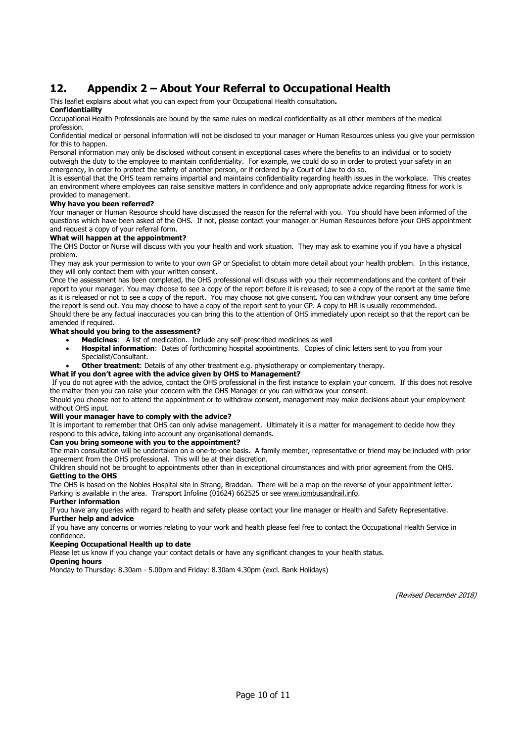## 12. Appendix 2 – About Your Referral to Occupational Health

This leaflet explains about what you can expect from your Occupational Health consultation**.**

**Confidentiality**

Occupational Health Professionals are bound by the same rules on medical confidentiality as all other members of the medical profession.

Confidential medical or personal information will not be disclosed to your manager or Human Resources unless you give your permission for this to happen.

Personal information may only be disclosed without consent in exceptional cases where the benefits to an individual or to society outweigh the duty to the employee to maintain confidentiality. For example, we could do so in order to protect your safety in an emergency, in order to protect the safety of another person, or if ordered by a Court of Law to do so.

It is essential that the OHS team remains impartial and maintains confidentiality regarding health issues in the workplace. This creates an environment where employees can raise sensitive matters in confidence and only appropriate advice regarding fitness for work is provided to management.

**Why have you been referred?**

Your manager or Human Resource should have discussed the reason for the referral with you. You should have been informed of the questions which have been asked of the OHS. If not, please contact your manager or Human Resources before your OHS appointment and request a copy of your referral form.

**What will happen at the appointment?**

The OHS Doctor or Nurse will discuss with you your health and work situation. They may ask to examine you if you have a physical problem.

They may ask your permission to write to your own GP or Specialist to obtain more detail about your health problem. In this instance, they will only contact them with your written consent.

Once the assessment has been completed, the OHS professional will discuss with you their recommendations and the content of their report to your manager. You may choose to see a copy of the report before it is released; to see a copy of the report at the same time as it is released or not to see a copy of the report. You may choose not give consent. You can withdraw your consent any time before the report is send out. You may choose to have a copy of the report sent to your GP. A copy to HR is usually recommended.

Should there be any factual inaccuracies you can bring this to the attention of OHS immediately upon receipt so that the report can be amended if required.

**What should you bring to the assessment?**

- **Medicines**: A list of medication. Include any self-prescribed medicines as well
- **Hospital information**: Dates of forthcoming hospital appointments. Copies of clinic letters sent to you from your Specialist/Consultant.
- **Other treatment**: Details of any other treatment e.g. physiotherapy or complementary therapy.

**What if you don't agree with the advice given by OHS to Management?**

If you do not agree with the advice, contact the OHS professional in the first instance to explain your concern. If this does not resolve the matter then you can raise your concern with the OHS Manager or you can withdraw your consent.

Should you choose not to attend the appointment or to withdraw consent, management may make decisions about your employment without OHS input.

**Will your manager have to comply with the advice?**

It is important to remember that OHS can only advise management. Ultimately it is a matter for management to decide how they respond to this advice, taking into account any organisational demands.

**Can you bring someone with you to the appointment?**

The main consultation will be undertaken on a one-to-one basis. A family member, representative or friend may be included with prior agreement from the OHS professional. This will be at their discretion.

Children should not be brought to appointments other than in exceptional circumstances and with prior agreement from the OHS.

**Getting to the OHS**

The OHS is based on the Nobles Hospital site in Strang, Braddan. There will be a map on the reverse of your appointment letter. Parking is available in the area. Transport Infoline (01624) 662525 or see www.iombusandrail.info.

**Further information**

If you have any queries with regard to health and safety please contact your line manager or Health and Safety Representative.

**Further help and advice**

If you have any concerns or worries relating to your work and health please feel free to contact the Occupational Health Service in confidence.

**Keeping Occupational Health up to date**

Please let us know if you change your contact details or have any significant changes to your health status.

**Opening hours**

Monday to Thursday: 8.30am - 5.00pm and Friday: 8.30am 4.30pm (excl. Bank Holidays)

*(Revised December 2018)*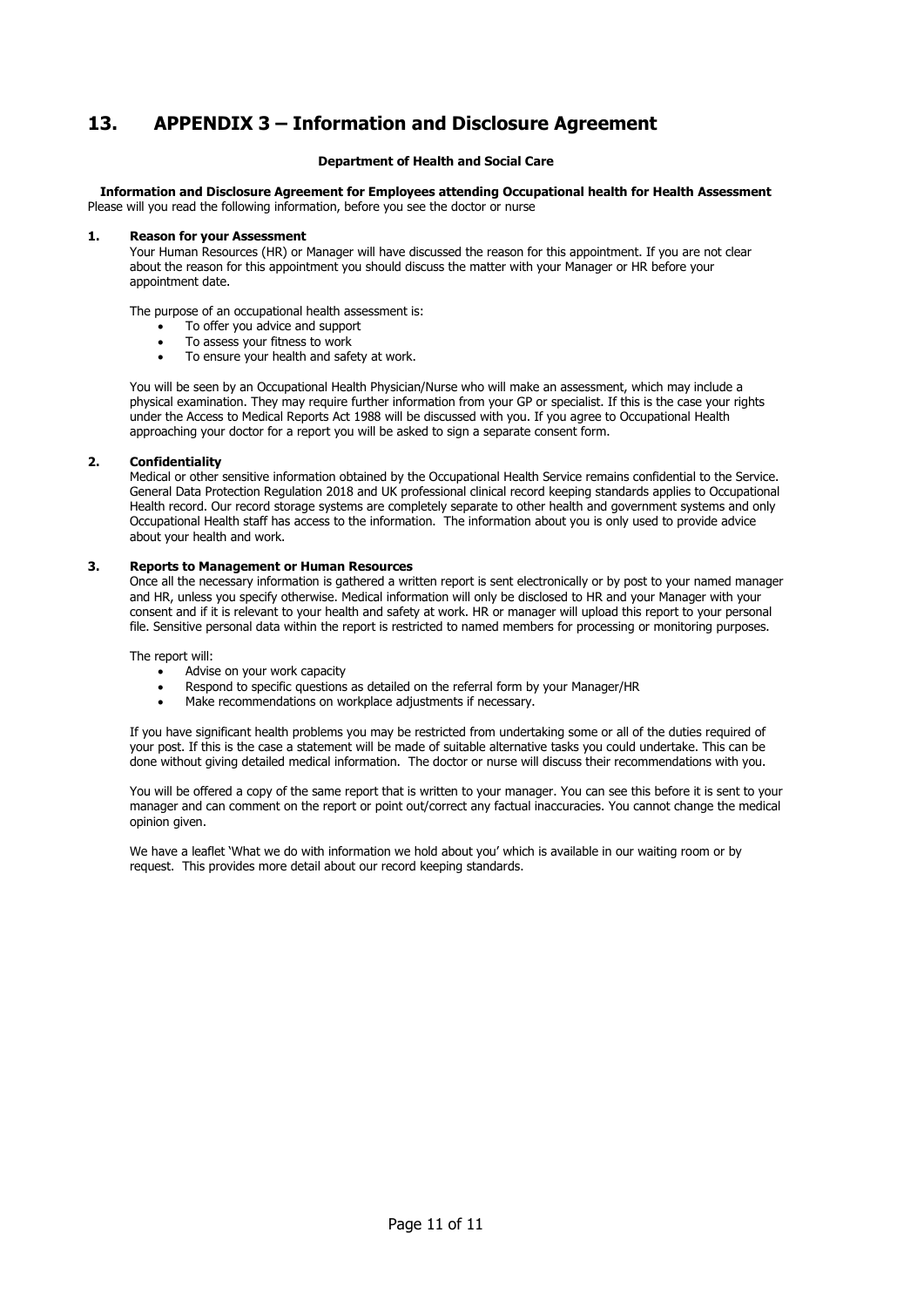# 13. APPENDIX 3 – Information and Disclosure Agreement

**Department of Health and Social Care**

**Information and Disclosure Agreement for Employees attending Occupational health for Health Assessment**

Please will you read the following information, before you see the doctor or nurse

### 1. Reason for your Assessment

Your Human Resources (HR) or Manager will have discussed the reason for this appointment. If you are not clear about the reason for this appointment you should discuss the matter with your Manager or HR before your appointment date.

The purpose of an occupational health assessment is:

- To offer you advice and support
- To assess your fitness to work
- To ensure your health and safety at work.

You will be seen by an Occupational Health Physician/Nurse who will make an assessment, which may include a physical examination. They may require further information from your GP or specialist. If this is the case your rights under the Access to Medical Reports Act 1988 will be discussed with you. If you agree to Occupational Health approaching your doctor for a report you will be asked to sign a separate consent form.

### 2. Confidentiality

Medical or other sensitive information obtained by the Occupational Health Service remains confidential to the Service. General Data Protection Regulation 2018 and UK professional clinical record keeping standards applies to Occupational Health record. Our record storage systems are completely separate to other health and government systems and only Occupational Health staff has access to the information. The information about you is only used to provide advice about your health and work.

### 3. Reports to Management or Human Resources

Once all the necessary information is gathered a written report is sent electronically or by post to your named manager and HR, unless you specify otherwise. Medical information will only be disclosed to HR and your Manager with your consent and if it is relevant to your health and safety at work. HR or manager will upload this report to your personal file. Sensitive personal data within the report is restricted to named members for processing or monitoring purposes.

The report will:

- Advise on your work capacity
- Respond to specific questions as detailed on the referral form by your Manager/HR
- Make recommendations on workplace adjustments if necessary.

If you have significant health problems you may be restricted from undertaking some or all of the duties required of your post. If this is the case a statement will be made of suitable alternative tasks you could undertake. This can be done without giving detailed medical information. The doctor or nurse will discuss their recommendations with you.

You will be offered a copy of the same report that is written to your manager. You can see this before it is sent to your manager and can comment on the report or point out/correct any factual inaccuracies. You cannot change the medical opinion given.

We have a leaflet 'What we do with information we hold about you' which is available in our waiting room or by request. This provides more detail about our record keeping standards.